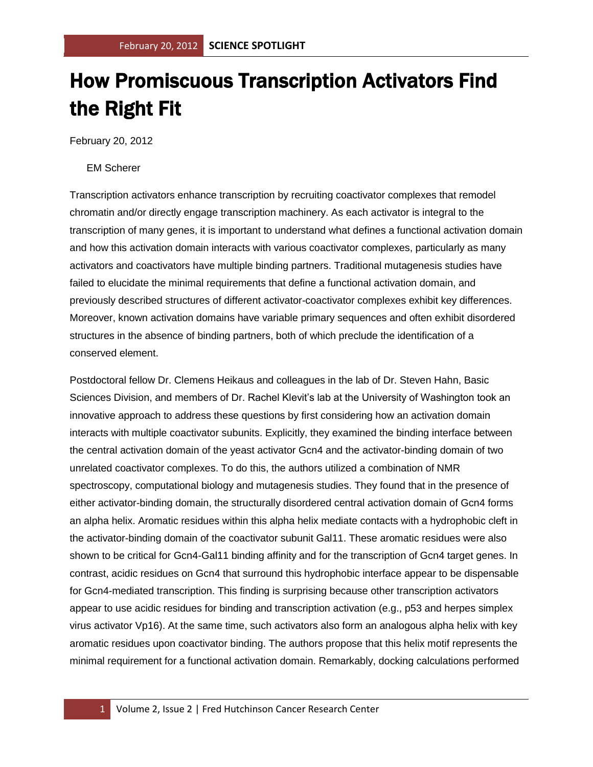# How Promiscuous Transcription Activators Find the Right Fit

February 20, 2012

EM Scherer

Transcription activators enhance transcription by recruiting coactivator complexes that remodel chromatin and/or directly engage transcription machinery. As each activator is integral to the transcription of many genes, it is important to understand what defines a functional activation domain and how this activation domain interacts with various coactivator complexes, particularly as many activators and coactivators have multiple binding partners. Traditional mutagenesis studies have failed to elucidate the minimal requirements that define a functional activation domain, and previously described structures of different activator-coactivator complexes exhibit key differences. Moreover, known activation domains have variable primary sequences and often exhibit disordered structures in the absence of binding partners, both of which preclude the identification of a conserved element.

Postdoctoral fellow Dr. Clemens Heikaus and colleagues in the lab of Dr. Steven Hahn, Basic Sciences Division, and members of Dr. Rachel Klevit's lab at the University of Washington took an innovative approach to address these questions by first considering how an activation domain interacts with multiple coactivator subunits. Explicitly, they examined the binding interface between the central activation domain of the yeast activator Gcn4 and the activator-binding domain of two unrelated coactivator complexes. To do this, the authors utilized a combination of NMR spectroscopy, computational biology and mutagenesis studies. They found that in the presence of either activator-binding domain, the structurally disordered central activation domain of Gcn4 forms an alpha helix. Aromatic residues within this alpha helix mediate contacts with a hydrophobic cleft in the activator-binding domain of the coactivator subunit Gal11. These aromatic residues were also shown to be critical for Gcn4-Gal11 binding affinity and for the transcription of Gcn4 target genes. In contrast, acidic residues on Gcn4 that surround this hydrophobic interface appear to be dispensable for Gcn4-mediated transcription. This finding is surprising because other transcription activators appear to use acidic residues for binding and transcription activation (e.g., p53 and herpes simplex virus activator Vp16). At the same time, such activators also form an analogous alpha helix with key aromatic residues upon coactivator binding. The authors propose that this helix motif represents the minimal requirement for a functional activation domain. Remarkably, docking calculations performed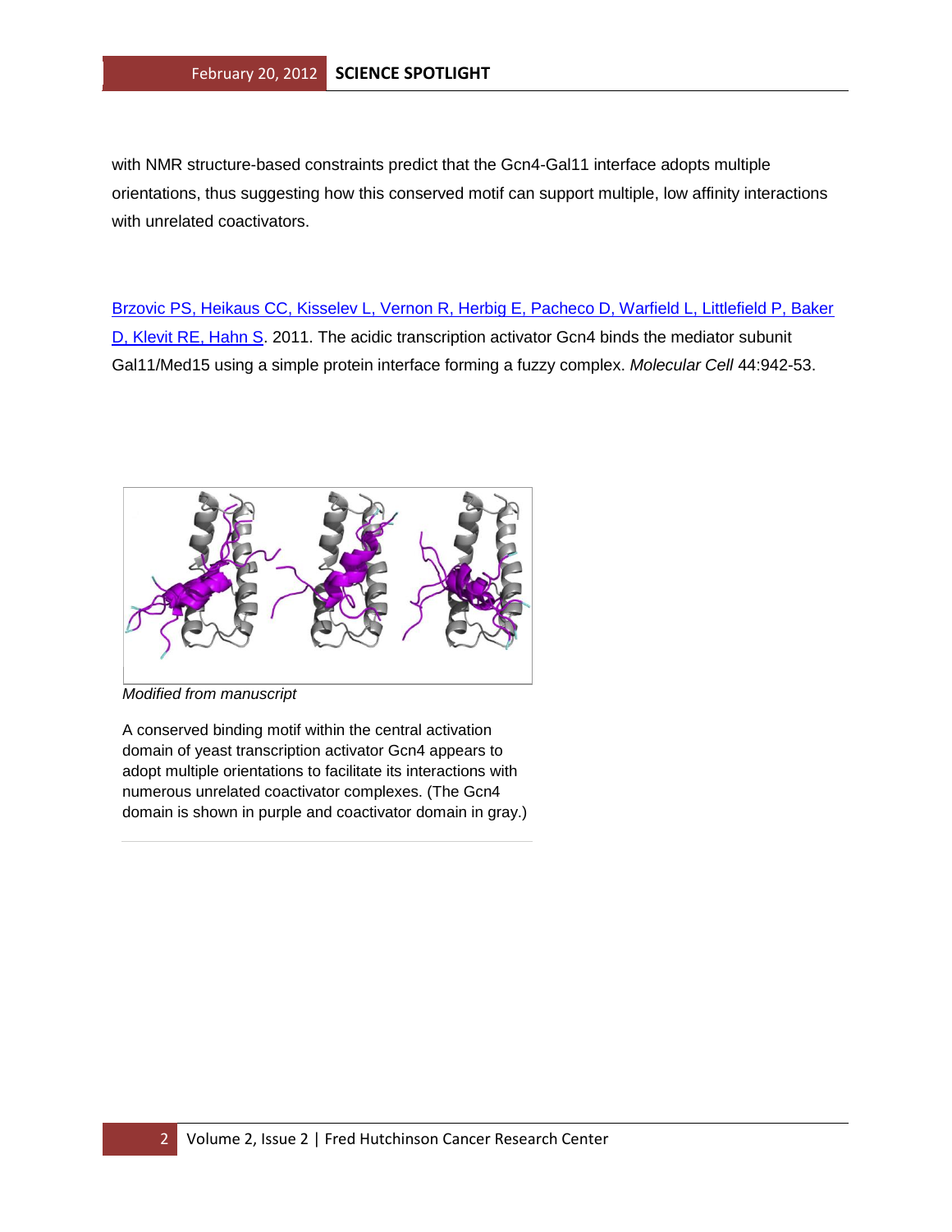with NMR structure-based constraints predict that the Gcn4-Gal11 interface adopts multiple orientations, thus suggesting how this conserved motif can support multiple, low affinity interactions with unrelated coactivators.

[Brzovic PS, Heikaus CC, Kisselev L, Vernon R, Herbig E, Pacheco D, Warfield L, Littlefield P, Baker D, Klevit RE, Hahn S](). 2011. The acidic transcription activator Gcn4 binds the mediator subunit Gal11/Med15 using a simple protein interface forming a fuzzy complex. *Molecular Cell* 44:942-53.

*Modified from manuscript*

A conserved binding motif within the central activation domain of yeast transcription activator Gcn4 appears to adopt multiple orientations to facilitate its interactions with numerous unrelated coactivator complexes. (The Gcn4 domain is shown in purple and coactivator domain in gray.)